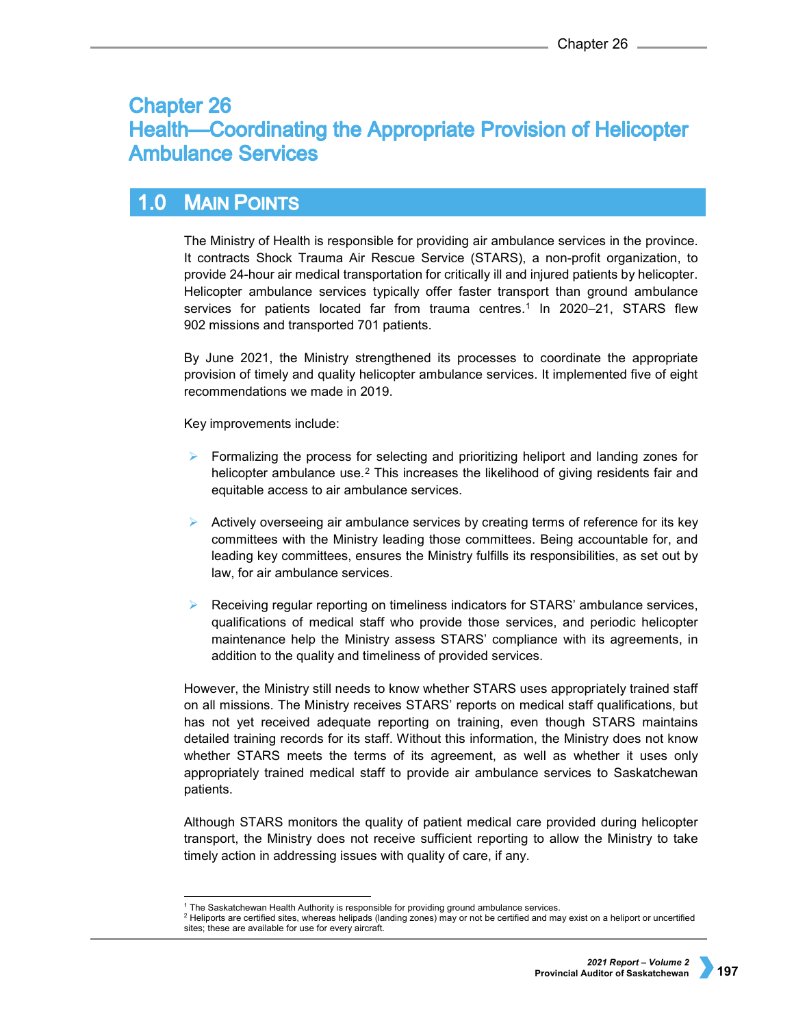# Chapter 26
# Health—Coordinating the Appropriate Provision of Helicopter Ambulance Services

## 1.0 Main Points

The Ministry of Health is responsible for providing air ambulance services in the province. It contracts Shock Trauma Air Rescue Service (STARS), a non-profit organization, to provide 24-hour air medical transportation for critically ill and injured patients by helicopter. Helicopter ambulance services typically offer faster transport than ground ambulance services for patients located far from trauma centres.[1] In 2020–21, STARS flew 902 missions and transported 701 patients.

By June 2021, the Ministry strengthened its processes to coordinate the appropriate provision of timely and quality helicopter ambulance services. It implemented five of eight recommendations we made in 2019.

Key improvements include:

- Formalizing the process for selecting and prioritizing heliport and landing zones for helicopter ambulance use.[2] This increases the likelihood of giving residents fair and equitable access to air ambulance services.

- Actively overseeing air ambulance services by creating terms of reference for its key committees with the Ministry leading those committees. Being accountable for, and leading key committees, ensures the Ministry fulfills its responsibilities, as set out by law, for air ambulance services.

- Receiving regular reporting on timeliness indicators for STARS' ambulance services, qualifications of medical staff who provide those services, and periodic helicopter maintenance help the Ministry assess STARS' compliance with its agreements, in addition to the quality and timeliness of provided services.

However, the Ministry still needs to know whether STARS uses appropriately trained staff on all missions. The Ministry receives STARS' reports on medical staff qualifications, but has not yet received adequate reporting on training, even though STARS maintains detailed training records for its staff. Without this information, the Ministry does not know whether STARS meets the terms of its agreement, as well as whether it uses only appropriately trained medical staff to provide air ambulance services to Saskatchewan patients.

Although STARS monitors the quality of patient medical care provided during helicopter transport, the Ministry does not receive sufficient reporting to allow the Ministry to take timely action in addressing issues with quality of care, if any.

---

[1] The Saskatchewan Health Authority is responsible for providing ground ambulance services.

[2] Heliports are certified sites, whereas helipads (landing zones) may or not be certified and may exist on a heliport or uncertified sites; these are available for use for every aircraft.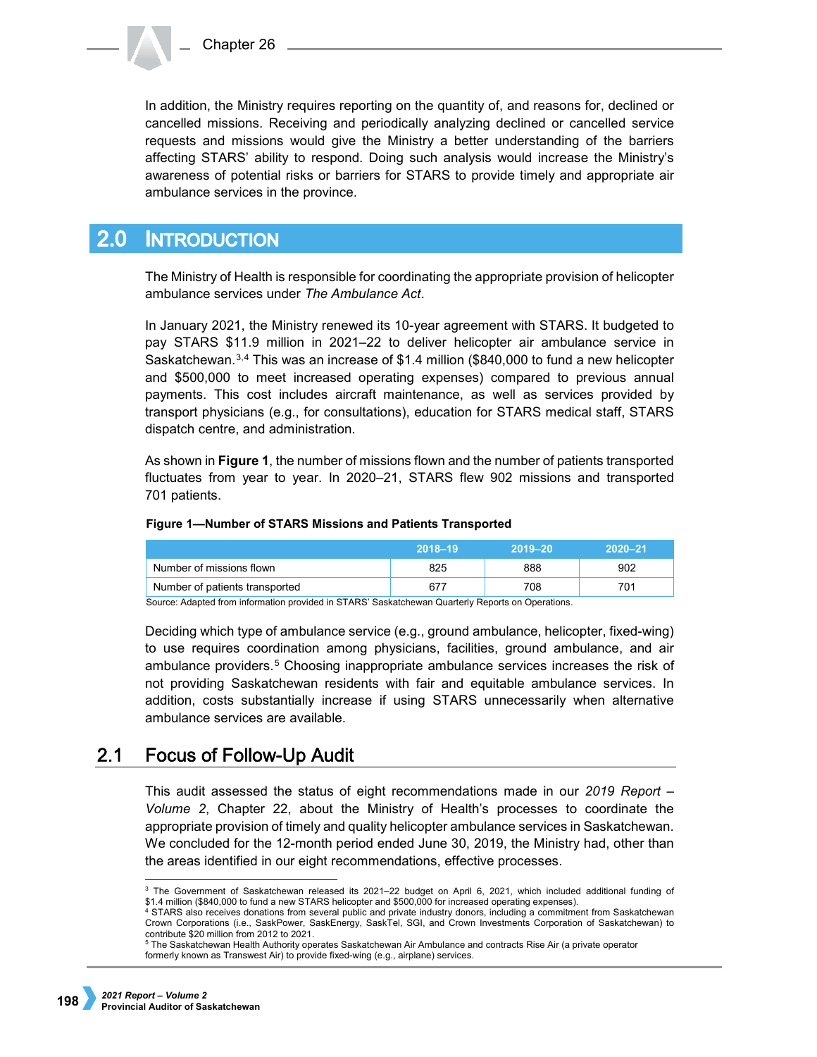In addition, the Ministry requires reporting on the quantity of, and reasons for, declined or cancelled missions. Receiving and periodically analyzing declined or cancelled service requests and missions would give the Ministry a better understanding of the barriers affecting STARS' ability to respond. Doing such analysis would increase the Ministry's awareness of potential risks or barriers for STARS to provide timely and appropriate air ambulance services in the province.

## 2.0 Introduction

The Ministry of Health is responsible for coordinating the appropriate provision of helicopter ambulance services under *The Ambulance Act*.

In January 2021, the Ministry renewed its 10-year agreement with STARS. It budgeted to pay STARS $11.9 million in 2021–22 to deliver helicopter air ambulance service in Saskatchewan.[3,4] This was an increase of $1.4 million ($840,000 to fund a new helicopter and $500,000 to meet increased operating expenses) compared to previous annual payments. This cost includes aircraft maintenance, as well as services provided by transport physicians (e.g., for consultations), education for STARS medical staff, STARS dispatch centre, and administration.

As shown in **Figure 1**, the number of missions flown and the number of patients transported fluctuates from year to year. In 2020–21, STARS flew 902 missions and transported 701 patients.

**Figure 1—Number of STARS Missions and Patients Transported**

| | 2018–19 | 2019–20 | 2020–21 |
|---|---|---|---|
| Number of missions flown | 825 | 888 | 902 |
| Number of patients transported | 677 | 708 | 701 |

Source: Adapted from information provided in STARS' Saskatchewan Quarterly Reports on Operations.

Deciding which type of ambulance service (e.g., ground ambulance, helicopter, fixed-wing) to use requires coordination among physicians, facilities, ground ambulance, and air ambulance providers.[5] Choosing inappropriate ambulance services increases the risk of not providing Saskatchewan residents with fair and equitable ambulance services. In addition, costs substantially increase if using STARS unnecessarily when alternative ambulance services are available.

## 2.1 Focus of Follow-Up Audit

This audit assessed the status of eight recommendations made in our *2019 Report – Volume 2*, Chapter 22, about the Ministry of Health's processes to coordinate the appropriate provision of timely and quality helicopter ambulance services in Saskatchewan. We concluded for the 12-month period ended June 30, 2019, the Ministry had, other than the areas identified in our eight recommendations, effective processes.

---

[3] The Government of Saskatchewan released its 2021–22 budget on April 6, 2021, which included additional funding of $1.4 million ($840,000 to fund a new STARS helicopter and $500,000 for increased operating expenses).

[4] STARS also receives donations from several public and private industry donors, including a commitment from Saskatchewan Crown Corporations (i.e., SaskPower, SaskEnergy, SaskTel, SGI, and Crown Investments Corporation of Saskatchewan) to contribute $20 million from 2012 to 2021.

[5] The Saskatchewan Health Authority operates Saskatchewan Air Ambulance and contracts Rise Air (a private operator formerly known as Transwest Air) to provide fixed-wing (e.g., airplane) services.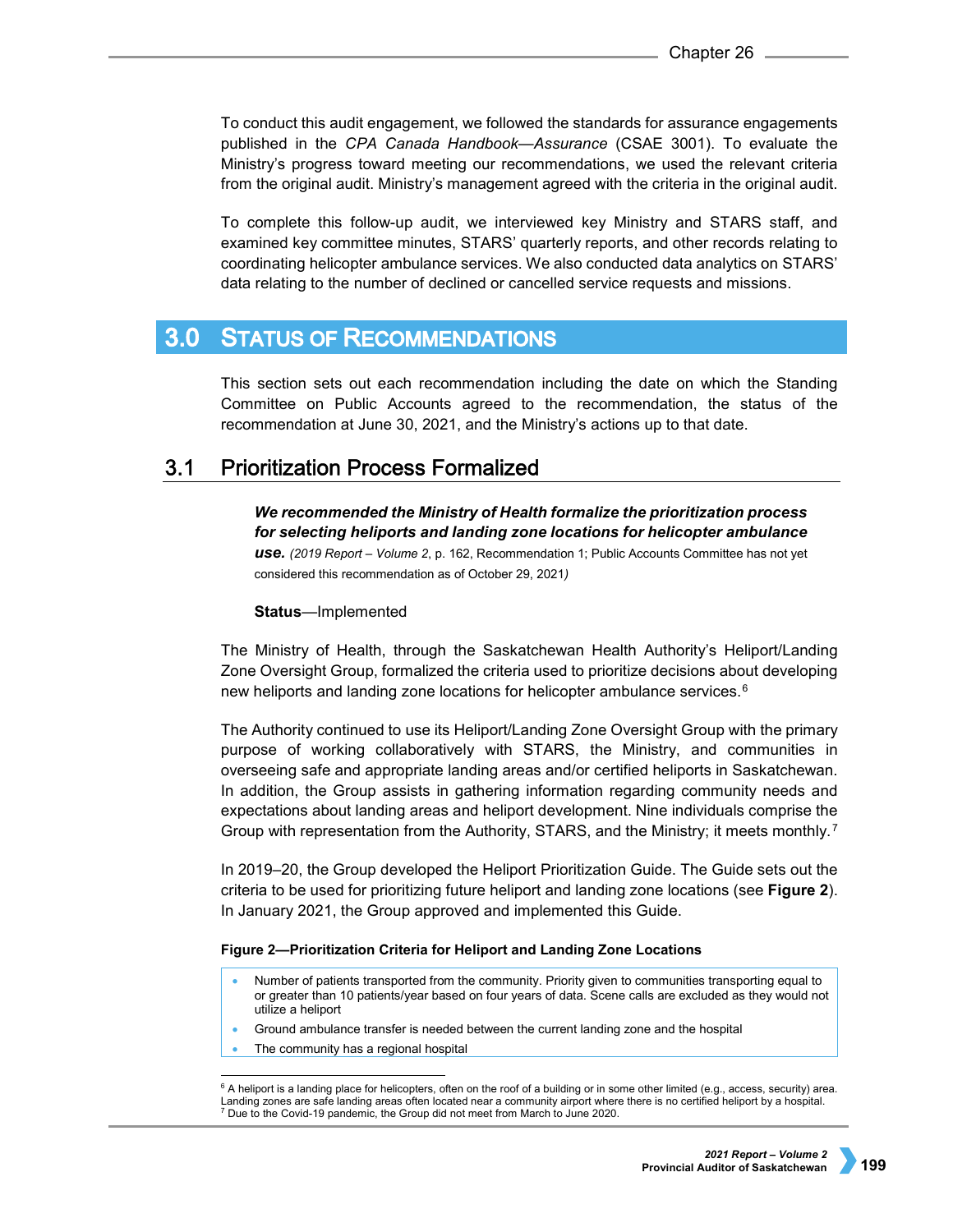To conduct this audit engagement, we followed the standards for assurance engagements published in the *CPA Canada Handbook—Assurance* (CSAE 3001). To evaluate the Ministry's progress toward meeting our recommendations, we used the relevant criteria from the original audit. Ministry's management agreed with the criteria in the original audit.

To complete this follow-up audit, we interviewed key Ministry and STARS staff, and examined key committee minutes, STARS' quarterly reports, and other records relating to coordinating helicopter ambulance services. We also conducted data analytics on STARS' data relating to the number of declined or cancelled service requests and missions.

# 3.0 Status of Recommendations

This section sets out each recommendation including the date on which the Standing Committee on Public Accounts agreed to the recommendation, the status of the recommendation at June 30, 2021, and the Ministry's actions up to that date.

## 3.1 Prioritization Process Formalized

***We recommended the Ministry of Health formalize the prioritization process for selecting heliports and landing zone locations for helicopter ambulance use.*** *(2019 Report – Volume 2*, p. 162, Recommendation 1; Public Accounts Committee has not yet considered this recommendation as of October 29, 2021*)*

**Status**—Implemented

The Ministry of Health, through the Saskatchewan Health Authority's Heliport/Landing Zone Oversight Group, formalized the criteria used to prioritize decisions about developing new heliports and landing zone locations for helicopter ambulance services.[6]

The Authority continued to use its Heliport/Landing Zone Oversight Group with the primary purpose of working collaboratively with STARS, the Ministry, and communities in overseeing safe and appropriate landing areas and/or certified heliports in Saskatchewan. In addition, the Group assists in gathering information regarding community needs and expectations about landing areas and heliport development. Nine individuals comprise the Group with representation from the Authority, STARS, and the Ministry; it meets monthly.[7]

In 2019–20, the Group developed the Heliport Prioritization Guide. The Guide sets out the criteria to be used for prioritizing future heliport and landing zone locations (see **Figure 2**). In January 2021, the Group approved and implemented this Guide.

**Figure 2—Prioritization Criteria for Heliport and Landing Zone Locations**

- Number of patients transported from the community. Priority given to communities transporting equal to or greater than 10 patients/year based on four years of data. Scene calls are excluded as they would not utilize a heliport
- Ground ambulance transfer is needed between the current landing zone and the hospital
- The community has a regional hospital

[6] A heliport is a landing place for helicopters, often on the roof of a building or in some other limited (e.g., access, security) area. Landing zones are safe landing areas often located near a community airport where there is no certified heliport by a hospital.
[7] Due to the Covid-19 pandemic, the Group did not meet from March to June 2020.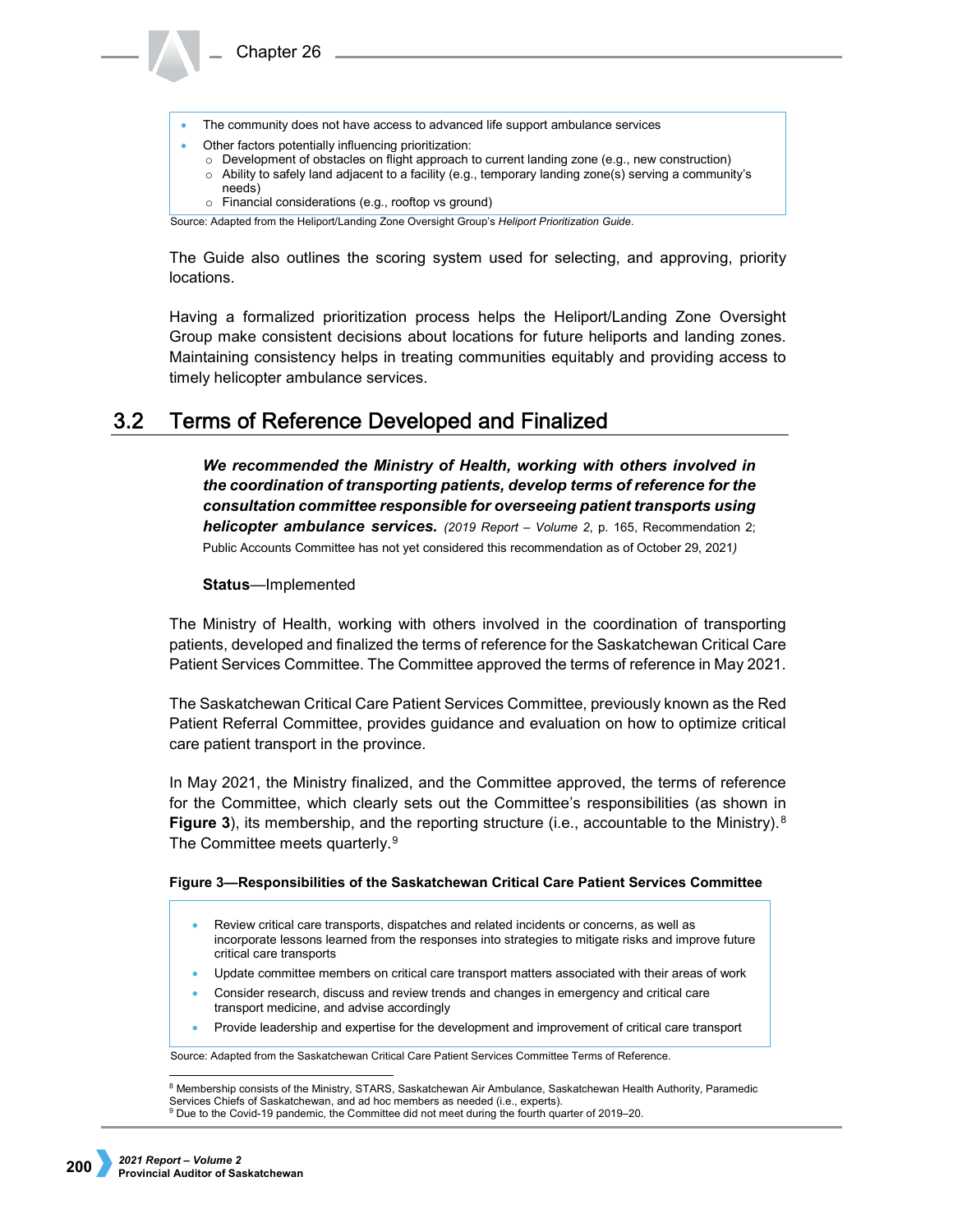- The community does not have access to advanced life support ambulance services
- Other factors potentially influencing prioritization:
    - Development of obstacles on flight approach to current landing zone (e.g., new construction)
    - Ability to safely land adjacent to a facility (e.g., temporary landing zone(s) serving a community's needs)
    - Financial considerations (e.g., rooftop vs ground)

Source: Adapted from the Heliport/Landing Zone Oversight Group's *Heliport Prioritization Guide*.

The Guide also outlines the scoring system used for selecting, and approving, priority locations.

Having a formalized prioritization process helps the Heliport/Landing Zone Oversight Group make consistent decisions about locations for future heliports and landing zones. Maintaining consistency helps in treating communities equitably and providing access to timely helicopter ambulance services.

## 3.2 Terms of Reference Developed and Finalized

***We recommended the Ministry of Health, working with others involved in the coordination of transporting patients, develop terms of reference for the consultation committee responsible for overseeing patient transports using helicopter ambulance services.*** *(2019 Report – Volume 2*, p. 165, Recommendation 2; Public Accounts Committee has not yet considered this recommendation as of October 29, 2021*)*

**Status**—Implemented

The Ministry of Health, working with others involved in the coordination of transporting patients, developed and finalized the terms of reference for the Saskatchewan Critical Care Patient Services Committee. The Committee approved the terms of reference in May 2021.

The Saskatchewan Critical Care Patient Services Committee, previously known as the Red Patient Referral Committee, provides guidance and evaluation on how to optimize critical care patient transport in the province.

In May 2021, the Ministry finalized, and the Committee approved, the terms of reference for the Committee, which clearly sets out the Committee's responsibilities (as shown in **Figure 3**), its membership, and the reporting structure (i.e., accountable to the Ministry).[8] The Committee meets quarterly.[9]

**Figure 3—Responsibilities of the Saskatchewan Critical Care Patient Services Committee**

- Review critical care transports, dispatches and related incidents or concerns, as well as incorporate lessons learned from the responses into strategies to mitigate risks and improve future critical care transports
- Update committee members on critical care transport matters associated with their areas of work
- Consider research, discuss and review trends and changes in emergency and critical care transport medicine, and advise accordingly
- Provide leadership and expertise for the development and improvement of critical care transport

Source: Adapted from the Saskatchewan Critical Care Patient Services Committee Terms of Reference.

[8] Membership consists of the Ministry, STARS, Saskatchewan Air Ambulance, Saskatchewan Health Authority, Paramedic Services Chiefs of Saskatchewan, and ad hoc members as needed (i.e., experts).

[9] Due to the Covid-19 pandemic, the Committee did not meet during the fourth quarter of 2019–20.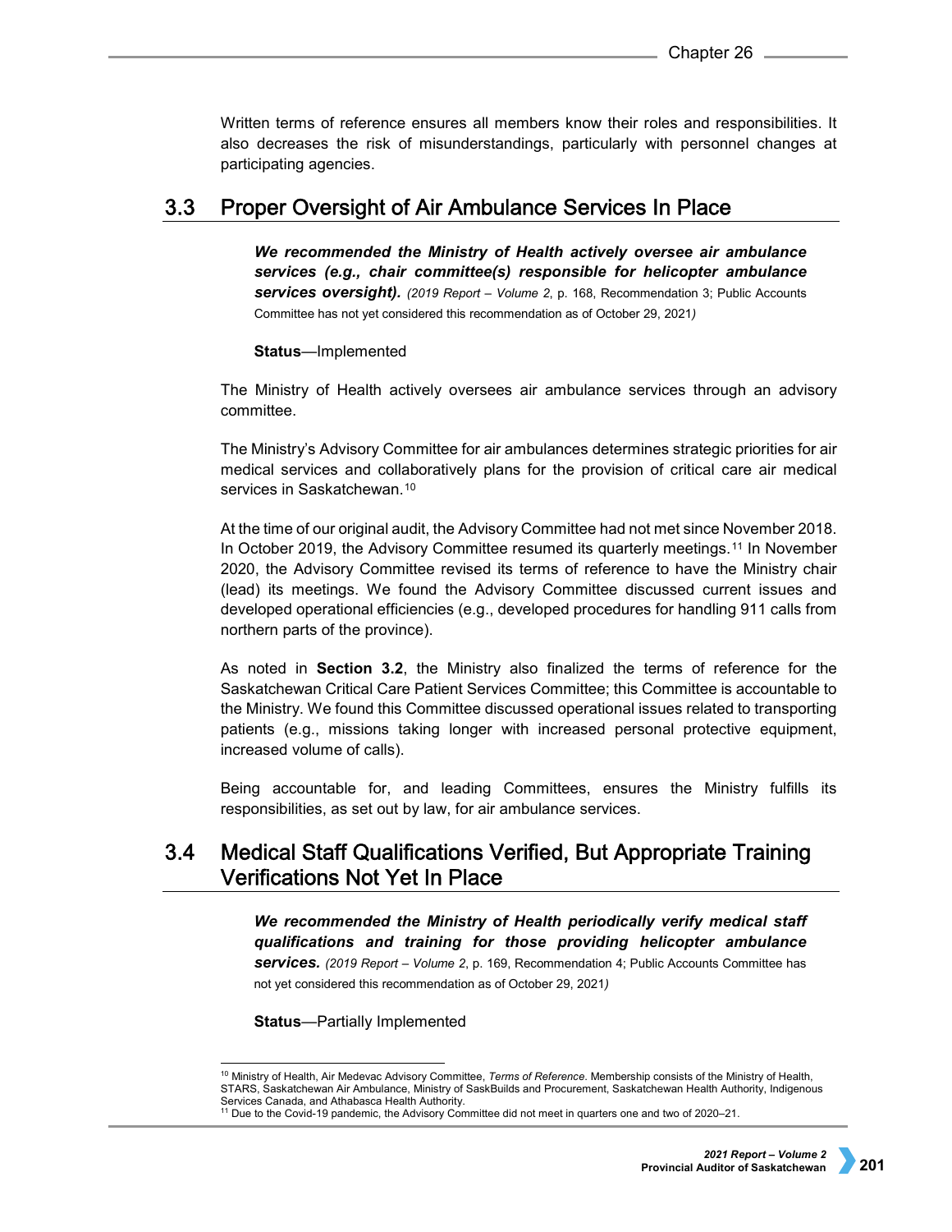Written terms of reference ensures all members know their roles and responsibilities. It also decreases the risk of misunderstandings, particularly with personnel changes at participating agencies.

## 3.3 Proper Oversight of Air Ambulance Services In Place

***We recommended the Ministry of Health actively oversee air ambulance services (e.g., chair committee(s) responsible for helicopter ambulance services oversight).*** *(2019 Report – Volume 2*, p. 168, Recommendation 3; Public Accounts Committee has not yet considered this recommendation as of October 29, 2021*)*

**Status**—Implemented

The Ministry of Health actively oversees air ambulance services through an advisory committee.

The Ministry's Advisory Committee for air ambulances determines strategic priorities for air medical services and collaboratively plans for the provision of critical care air medical services in Saskatchewan.[10]

At the time of our original audit, the Advisory Committee had not met since November 2018. In October 2019, the Advisory Committee resumed its quarterly meetings.[11] In November 2020, the Advisory Committee revised its terms of reference to have the Ministry chair (lead) its meetings. We found the Advisory Committee discussed current issues and developed operational efficiencies (e.g., developed procedures for handling 911 calls from northern parts of the province).

As noted in **Section 3.2**, the Ministry also finalized the terms of reference for the Saskatchewan Critical Care Patient Services Committee; this Committee is accountable to the Ministry. We found this Committee discussed operational issues related to transporting patients (e.g., missions taking longer with increased personal protective equipment, increased volume of calls).

Being accountable for, and leading Committees, ensures the Ministry fulfills its responsibilities, as set out by law, for air ambulance services.

## 3.4 Medical Staff Qualifications Verified, But Appropriate Training Verifications Not Yet In Place

***We recommended the Ministry of Health periodically verify medical staff qualifications and training for those providing helicopter ambulance services.*** *(2019 Report – Volume 2*, p. 169, Recommendation 4; Public Accounts Committee has not yet considered this recommendation as of October 29, 2021*)*

**Status**—Partially Implemented

---

[10] Ministry of Health, Air Medevac Advisory Committee, *Terms of Reference*. Membership consists of the Ministry of Health, STARS, Saskatchewan Air Ambulance, Ministry of SaskBuilds and Procurement, Saskatchewan Health Authority, Indigenous Services Canada, and Athabasca Health Authority.

[11] Due to the Covid-19 pandemic, the Advisory Committee did not meet in quarters one and two of 2020–21.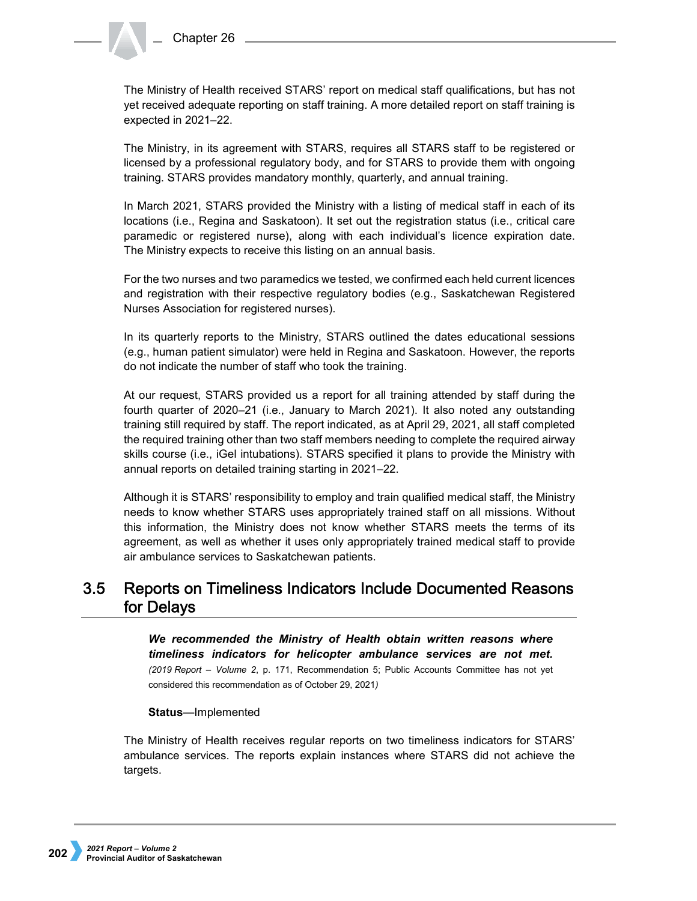The Ministry of Health received STARS' report on medical staff qualifications, but has not yet received adequate reporting on staff training. A more detailed report on staff training is expected in 2021–22.

The Ministry, in its agreement with STARS, requires all STARS staff to be registered or licensed by a professional regulatory body, and for STARS to provide them with ongoing training. STARS provides mandatory monthly, quarterly, and annual training.

In March 2021, STARS provided the Ministry with a listing of medical staff in each of its locations (i.e., Regina and Saskatoon). It set out the registration status (i.e., critical care paramedic or registered nurse), along with each individual's licence expiration date. The Ministry expects to receive this listing on an annual basis.

For the two nurses and two paramedics we tested, we confirmed each held current licences and registration with their respective regulatory bodies (e.g., Saskatchewan Registered Nurses Association for registered nurses).

In its quarterly reports to the Ministry, STARS outlined the dates educational sessions (e.g., human patient simulator) were held in Regina and Saskatoon. However, the reports do not indicate the number of staff who took the training.

At our request, STARS provided us a report for all training attended by staff during the fourth quarter of 2020–21 (i.e., January to March 2021). It also noted any outstanding training still required by staff. The report indicated, as at April 29, 2021, all staff completed the required training other than two staff members needing to complete the required airway skills course (i.e., iGel intubations). STARS specified it plans to provide the Ministry with annual reports on detailed training starting in 2021–22.

Although it is STARS' responsibility to employ and train qualified medical staff, the Ministry needs to know whether STARS uses appropriately trained staff on all missions. Without this information, the Ministry does not know whether STARS meets the terms of its agreement, as well as whether it uses only appropriately trained medical staff to provide air ambulance services to Saskatchewan patients.

## 3.5 Reports on Timeliness Indicators Include Documented Reasons for Delays

***We recommended the Ministry of Health obtain written reasons where timeliness indicators for helicopter ambulance services are not met.***
*(2019 Report – Volume 2*, p. 171, Recommendation 5; Public Accounts Committee has not yet considered this recommendation as of October 29, 2021*)*

**Status**—Implemented

The Ministry of Health receives regular reports on two timeliness indicators for STARS' ambulance services. The reports explain instances where STARS did not achieve the targets.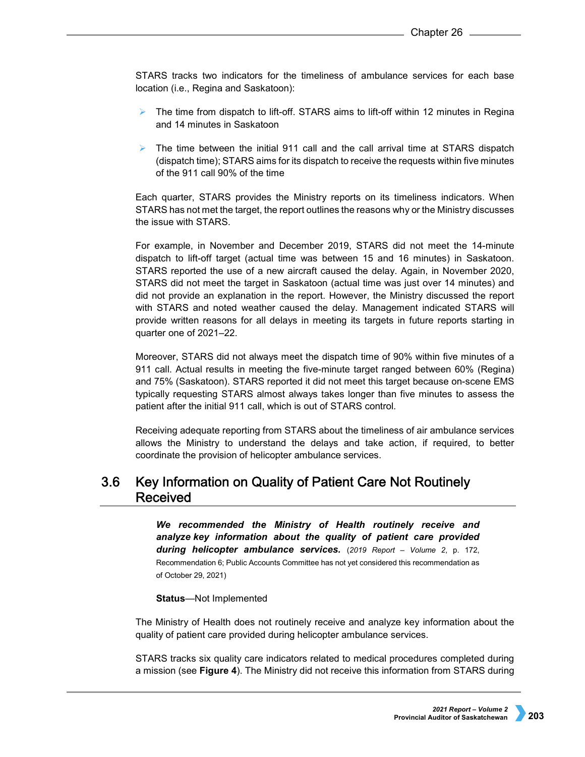STARS tracks two indicators for the timeliness of ambulance services for each base location (i.e., Regina and Saskatoon):

- The time from dispatch to lift-off. STARS aims to lift-off within 12 minutes in Regina and 14 minutes in Saskatoon
- The time between the initial 911 call and the call arrival time at STARS dispatch (dispatch time); STARS aims for its dispatch to receive the requests within five minutes of the 911 call 90% of the time

Each quarter, STARS provides the Ministry reports on its timeliness indicators. When STARS has not met the target, the report outlines the reasons why or the Ministry discusses the issue with STARS.

For example, in November and December 2019, STARS did not meet the 14-minute dispatch to lift-off target (actual time was between 15 and 16 minutes) in Saskatoon. STARS reported the use of a new aircraft caused the delay. Again, in November 2020, STARS did not meet the target in Saskatoon (actual time was just over 14 minutes) and did not provide an explanation in the report. However, the Ministry discussed the report with STARS and noted weather caused the delay. Management indicated STARS will provide written reasons for all delays in meeting its targets in future reports starting in quarter one of 2021–22.

Moreover, STARS did not always meet the dispatch time of 90% within five minutes of a 911 call. Actual results in meeting the five-minute target ranged between 60% (Regina) and 75% (Saskatoon). STARS reported it did not meet this target because on-scene EMS typically requesting STARS almost always takes longer than five minutes to assess the patient after the initial 911 call, which is out of STARS control.

Receiving adequate reporting from STARS about the timeliness of air ambulance services allows the Ministry to understand the delays and take action, if required, to better coordinate the provision of helicopter ambulance services.

## 3.6 Key Information on Quality of Patient Care Not Routinely Received

> ***We recommended the Ministry of Health routinely receive and analyze key information about the quality of patient care provided during helicopter ambulance services.*** (*2019 Report – Volume 2*, p. 172, Recommendation 6; Public Accounts Committee has not yet considered this recommendation as of October 29, 2021)
>
> **Status**—Not Implemented

The Ministry of Health does not routinely receive and analyze key information about the quality of patient care provided during helicopter ambulance services.

STARS tracks six quality care indicators related to medical procedures completed during a mission (see **Figure 4**). The Ministry did not receive this information from STARS during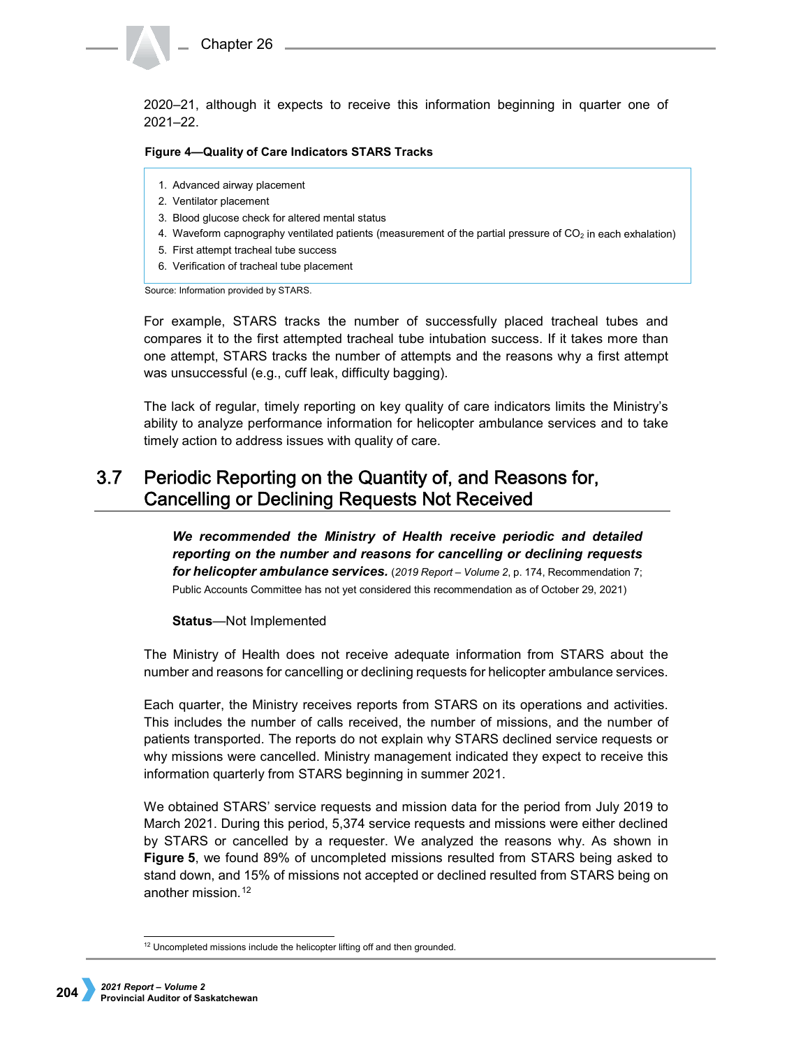2020–21, although it expects to receive this information beginning in quarter one of 2021–22.

**Figure 4—Quality of Care Indicators STARS Tracks**

1. Advanced airway placement
2. Ventilator placement
3. Blood glucose check for altered mental status
4. Waveform capnography ventilated patients (measurement of the partial pressure of $CO_2$ in each exhalation)
5. First attempt tracheal tube success
6. Verification of tracheal tube placement

Source: Information provided by STARS.

For example, STARS tracks the number of successfully placed tracheal tubes and compares it to the first attempted tracheal tube intubation success. If it takes more than one attempt, STARS tracks the number of attempts and the reasons why a first attempt was unsuccessful (e.g., cuff leak, difficulty bagging).

The lack of regular, timely reporting on key quality of care indicators limits the Ministry's ability to analyze performance information for helicopter ambulance services and to take timely action to address issues with quality of care.

## 3.7 Periodic Reporting on the Quantity of, and Reasons for, Cancelling or Declining Requests Not Received

***We recommended the Ministry of Health receive periodic and detailed reporting on the number and reasons for cancelling or declining requests for helicopter ambulance services.*** (*2019 Report – Volume 2*, p. 174, Recommendation 7; Public Accounts Committee has not yet considered this recommendation as of October 29, 2021)

**Status**—Not Implemented

The Ministry of Health does not receive adequate information from STARS about the number and reasons for cancelling or declining requests for helicopter ambulance services.

Each quarter, the Ministry receives reports from STARS on its operations and activities. This includes the number of calls received, the number of missions, and the number of patients transported. The reports do not explain why STARS declined service requests or why missions were cancelled. Ministry management indicated they expect to receive this information quarterly from STARS beginning in summer 2021.

We obtained STARS' service requests and mission data for the period from July 2019 to March 2021. During this period, 5,374 service requests and missions were either declined by STARS or cancelled by a requester. We analyzed the reasons why. As shown in **Figure 5**, we found 89% of uncompleted missions resulted from STARS being asked to stand down, and 15% of missions not accepted or declined resulted from STARS being on another mission.[12]

[12] Uncompleted missions include the helicopter lifting off and then grounded.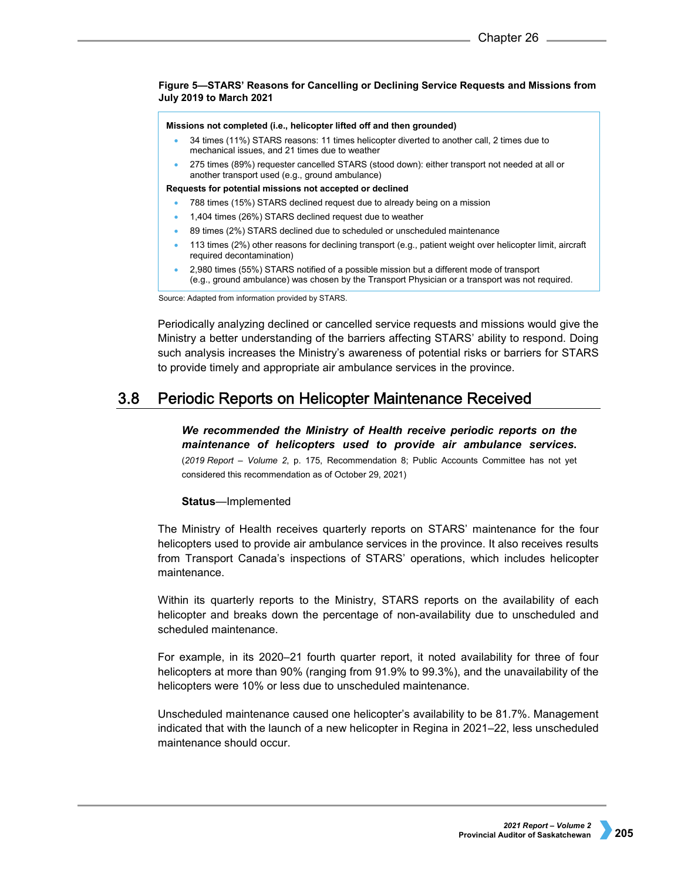**Figure 5—STARS' Reasons for Cancelling or Declining Service Requests and Missions from July 2019 to March 2021**

**Missions not completed (i.e., helicopter lifted off and then grounded)**

- 34 times (11%) STARS reasons: 11 times helicopter diverted to another call, 2 times due to mechanical issues, and 21 times due to weather
- 275 times (89%) requester cancelled STARS (stood down): either transport not needed at all or another transport used (e.g., ground ambulance)

**Requests for potential missions not accepted or declined**

- 788 times (15%) STARS declined request due to already being on a mission
- 1,404 times (26%) STARS declined request due to weather
- 89 times (2%) STARS declined due to scheduled or unscheduled maintenance
- 113 times (2%) other reasons for declining transport (e.g., patient weight over helicopter limit, aircraft required decontamination)
- 2,980 times (55%) STARS notified of a possible mission but a different mode of transport (e.g., ground ambulance) was chosen by the Transport Physician or a transport was not required.

Source: Adapted from information provided by STARS.

Periodically analyzing declined or cancelled service requests and missions would give the Ministry a better understanding of the barriers affecting STARS' ability to respond. Doing such analysis increases the Ministry's awareness of potential risks or barriers for STARS to provide timely and appropriate air ambulance services in the province.

## 3.8 Periodic Reports on Helicopter Maintenance Received

***We recommended the Ministry of Health receive periodic reports on the maintenance of helicopters used to provide air ambulance services.*** (*2019 Report – Volume 2*, p. 175, Recommendation 8; Public Accounts Committee has not yet considered this recommendation as of October 29, 2021)

**Status**—Implemented

The Ministry of Health receives quarterly reports on STARS' maintenance for the four helicopters used to provide air ambulance services in the province. It also receives results from Transport Canada's inspections of STARS' operations, which includes helicopter maintenance.

Within its quarterly reports to the Ministry, STARS reports on the availability of each helicopter and breaks down the percentage of non-availability due to unscheduled and scheduled maintenance.

For example, in its 2020–21 fourth quarter report, it noted availability for three of four helicopters at more than 90% (ranging from 91.9% to 99.3%), and the unavailability of the helicopters were 10% or less due to unscheduled maintenance.

Unscheduled maintenance caused one helicopter's availability to be 81.7%. Management indicated that with the launch of a new helicopter in Regina in 2021–22, less unscheduled maintenance should occur.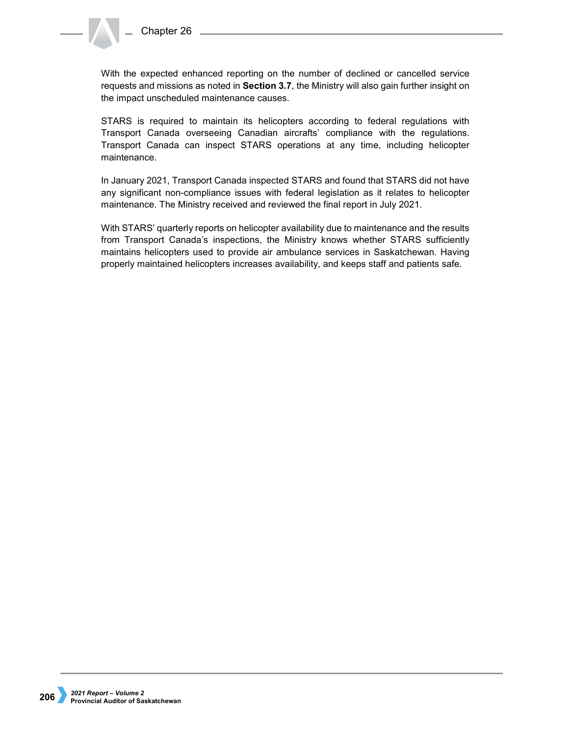With the expected enhanced reporting on the number of declined or cancelled service requests and missions as noted in **Section 3.7**, the Ministry will also gain further insight on the impact unscheduled maintenance causes.

STARS is required to maintain its helicopters according to federal regulations with Transport Canada overseeing Canadian aircrafts' compliance with the regulations. Transport Canada can inspect STARS operations at any time, including helicopter maintenance.

In January 2021, Transport Canada inspected STARS and found that STARS did not have any significant non-compliance issues with federal legislation as it relates to helicopter maintenance. The Ministry received and reviewed the final report in July 2021.

With STARS' quarterly reports on helicopter availability due to maintenance and the results from Transport Canada's inspections, the Ministry knows whether STARS sufficiently maintains helicopters used to provide air ambulance services in Saskatchewan. Having properly maintained helicopters increases availability, and keeps staff and patients safe.